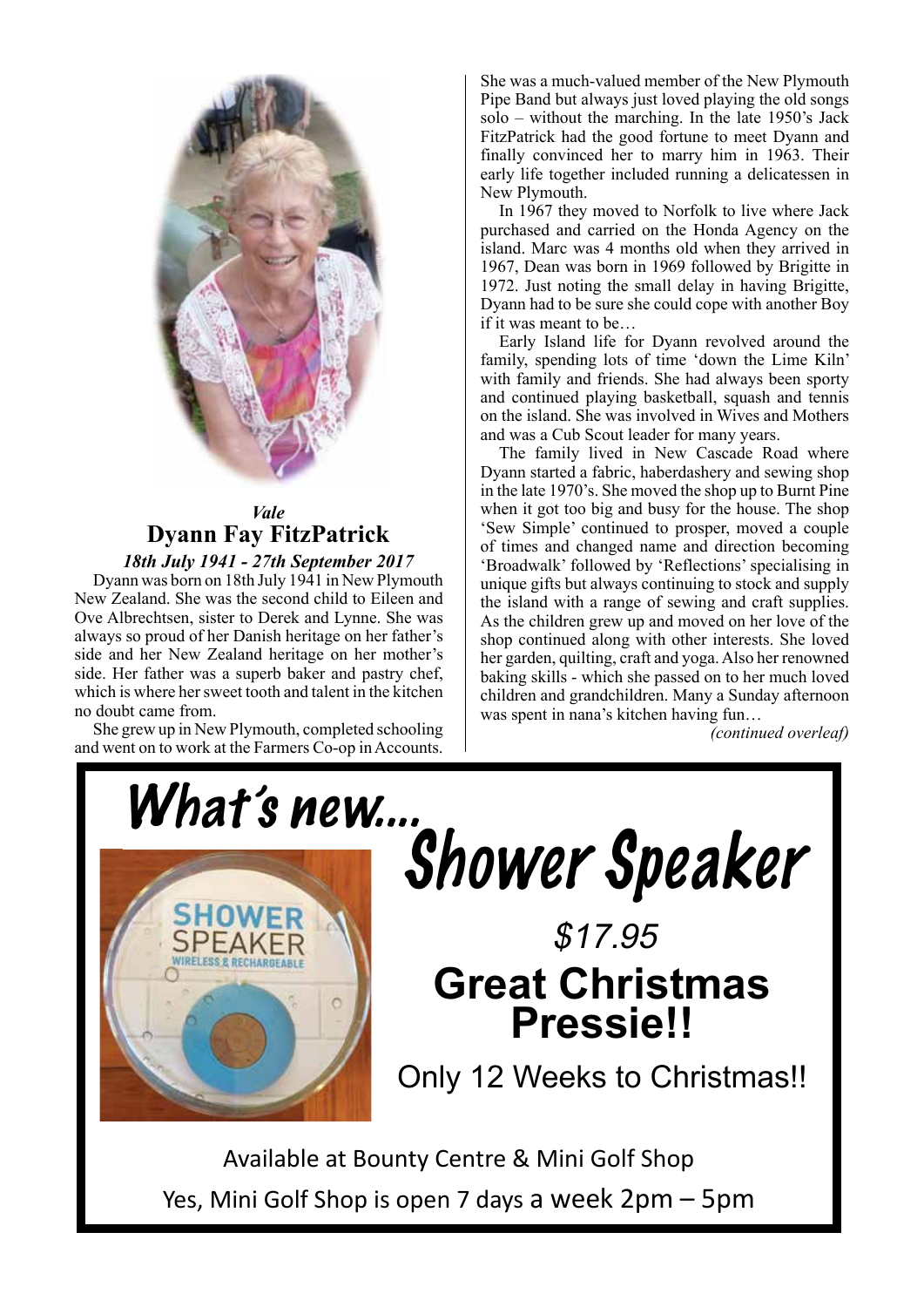*Vale*

## Dyann Fay FitzPatrick

***18th July 1941 - 27th September 2017***

Dyann was born on 18th July 1941 in New Plymouth New Zealand. She was the second child to Eileen and Ove Albrechtsen, sister to Derek and Lynne. She was always so proud of her Danish heritage on her father's side and her New Zealand heritage on her mother's side. Her father was a superb baker and pastry chef, which is where her sweet tooth and talent in the kitchen no doubt came from.

She grew up in New Plymouth, completed schooling and went on to work at the Farmers Co-op in Accounts. She was a much-valued member of the New Plymouth Pipe Band but always just loved playing the old songs solo – without the marching. In the late 1950's Jack FitzPatrick had the good fortune to meet Dyann and finally convinced her to marry him in 1963. Their early life together included running a delicatessen in New Plymouth.

In 1967 they moved to Norfolk to live where Jack purchased and carried on the Honda Agency on the island. Marc was 4 months old when they arrived in 1967, Dean was born in 1969 followed by Brigitte in 1972. Just noting the small delay in having Brigitte, Dyann had to be sure she could cope with another Boy if it was meant to be…

Early Island life for Dyann revolved around the family, spending lots of time 'down the Lime Kiln' with family and friends. She had always been sporty and continued playing basketball, squash and tennis on the island. She was involved in Wives and Mothers and was a Cub Scout leader for many years.

The family lived in New Cascade Road where Dyann started a fabric, haberdashery and sewing shop in the late 1970's. She moved the shop up to Burnt Pine when it got too big and busy for the house. The shop 'Sew Simple' continued to prosper, moved a couple of times and changed name and direction becoming 'Broadwalk' followed by 'Reflections' specialising in unique gifts but always continuing to stock and supply the island with a range of sewing and craft supplies. As the children grew up and moved on her love of the shop continued along with other interests. She loved her garden, quilting, craft and yoga. Also her renowned baking skills - which she passed on to her much loved children and grandchildren. Many a Sunday afternoon was spent in nana's kitchen having fun…

*(continued overleaf)*

---

# What's new... Shower Speaker

SHOWER SPEAKER
WIRELESS & RECHARGEABLE

*$17.95*

**Great Christmas Pressie!!**

Only 12 Weeks to Christmas!!

Available at Bounty Centre & Mini Golf Shop

Yes, Mini Golf Shop is open 7 days a week 2pm – 5pm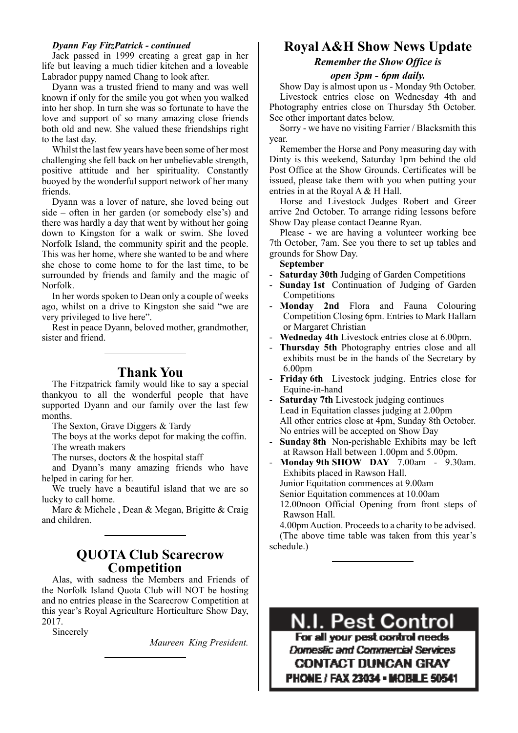***Dyann Fay FitzPatrick - continued***

Jack passed in 1999 creating a great gap in her life but leaving a much tidier kitchen and a loveable Labrador puppy named Chang to look after.

Dyann was a trusted friend to many and was well known if only for the smile you got when you walked into her shop. In turn she was so fortunate to have the love and support of so many amazing close friends both old and new. She valued these friendships right to the last day.

Whilst the last few years have been some of her most challenging she fell back on her unbelievable strength, positive attitude and her spirituality. Constantly buoyed by the wonderful support network of her many friends.

Dyann was a lover of nature, she loved being out side – often in her garden (or somebody else's) and there was hardly a day that went by without her going down to Kingston for a walk or swim. She loved Norfolk Island, the community spirit and the people. This was her home, where she wanted to be and where she chose to come home to for the last time, to be surrounded by friends and family and the magic of Norfolk.

In her words spoken to Dean only a couple of weeks ago, whilst on a drive to Kingston she said "we are very privileged to live here".

Rest in peace Dyann, beloved mother, grandmother, sister and friend.

## Thank You

The Fitzpatrick family would like to say a special thankyou to all the wonderful people that have supported Dyann and our family over the last few months.

The Sexton, Grave Diggers & Tardy

The boys at the works depot for making the coffin.

The wreath makers

The nurses, doctors & the hospital staff

and Dyann's many amazing friends who have helped in caring for her.

We truely have a beautiful island that we are so lucky to call home.

Marc & Michele , Dean & Megan, Brigitte & Craig and children.

## QUOTA Club Scarecrow Competition

Alas, with sadness the Members and Friends of the Norfolk Island Quota Club will NOT be hosting and no entries please in the Scarecrow Competition at this year's Royal Agriculture Horticulture Show Day, 2017.

Sincerely

*Maureen King President.*

## Royal A&H Show News Update

***Remember the Show Office is open 3pm - 6pm daily.***

Show Day is almost upon us - Monday 9th October. Livestock entries close on Wednesday 4th and Photography entries close on Thursday 5th October. See other important dates below.

Sorry - we have no visiting Farrier / Blacksmith this year.

Remember the Horse and Pony measuring day with Dinty is this weekend, Saturday 1pm behind the old Post Office at the Show Grounds. Certificates will be issued, please take them with you when putting your entries in at the Royal A & H Hall.

Horse and Livestock Judges Robert and Greer arrive 2nd October. To arrange riding lessons before Show Day please contact Deanne Ryan.

Please - we are having a volunteer working bee 7th October, 7am. See you there to set up tables and grounds for Show Day.

**September**

- **Saturday 30th** Judging of Garden Competitions
- **Sunday 1st** Continuation of Judging of Garden Competitions
- **Monday 2nd** Flora and Fauna Colouring Competition Closing 6pm. Entries to Mark Hallam or Margaret Christian
- **Wedneday 4th** Livestock entries close at 6.00pm.
- **Thursday 5th** Photography entries close and all exhibits must be in the hands of the Secretary by 6.00pm
- **Friday 6th** Livestock judging. Entries close for Equine-in-hand
- **Saturday 7th** Livestock judging continues
  Lead in Equitation classes judging at 2.00pm
  All other entries close at 4pm, Sunday 8th October.
  No entries will be accepted on Show Day
- **Sunday 8th** Non-perishable Exhibits may be left at Rawson Hall between 1.00pm and 5.00pm.
- **Monday 9th SHOW DAY** 7.00am - 9.30am. Exhibits placed in Rawson Hall.
  Junior Equitation commences at 9.00am
  Senior Equitation commences at 10.00am
  12.00noon Official Opening from front steps of Rawson Hall.

4.00pm Auction. Proceeds to a charity to be advised.

(The above time table was taken from this year's schedule.)

**N.I. Pest Control**

For all your pest control needs

*Domestic and Commercial Services*

CONTACT DUNCAN GRAY

PHONE / FAX 23034 • MOBILE 50541